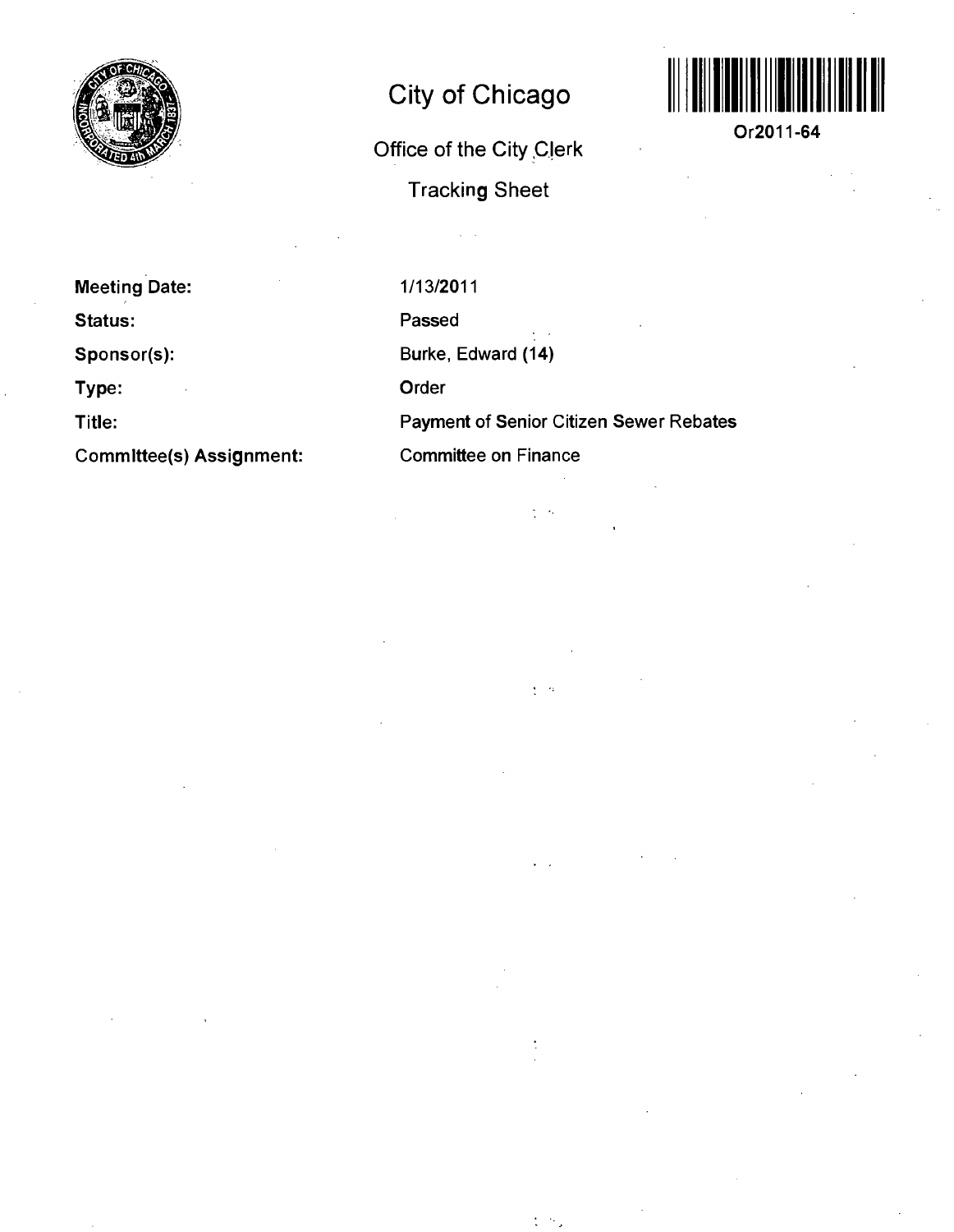# City of Chicago

## Office of the City Clerk

## Tracking Sheet

Or2011-64

| | |
|---|---|
| **Meeting Date:** | 1/13/2011 |
| **Status:** | Passed |
| **Sponsor(s):** | Burke, Edward (14) |
| **Type:** | Order |
| **Title:** | Payment of Senior Citizen Sewer Rebates |
| **Committee(s) Assignment:** | Committee on Finance |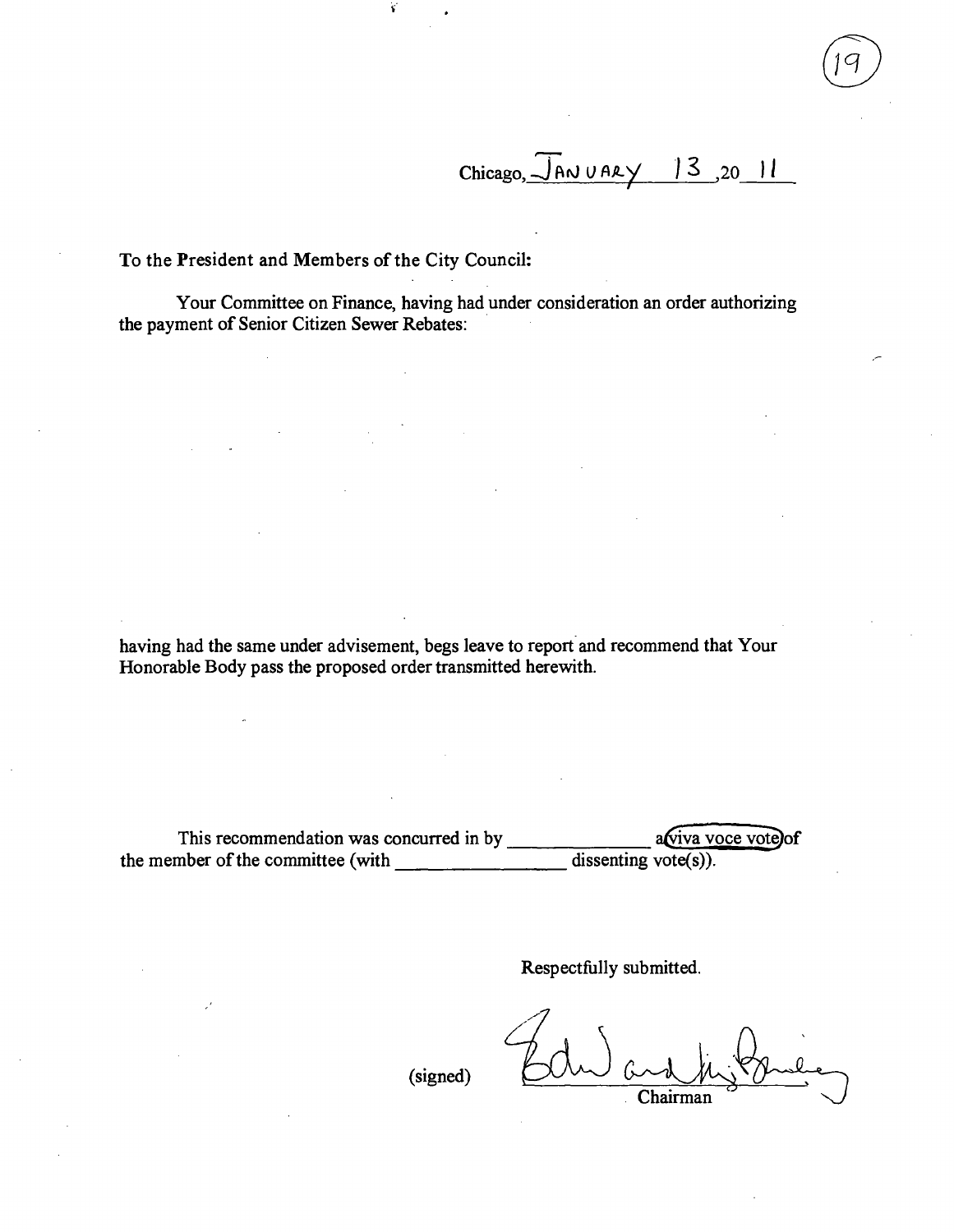Chicago, JANUARY 13, 2011

To the President and Members of the City Council:

Your Committee on Finance, having had under consideration an order authorizing the payment of Senior Citizen Sewer Rebates:

having had the same under advisement, begs leave to report and recommend that Your Honorable Body pass the proposed order transmitted herewith.

This recommendation was concurred in by \_\_\_\_\_\_\_\_\_\_\_\_\_\_ a viva voce vote of the member of the committee (with \_\_\_\_\_\_\_\_\_\_\_\_\_\_\_\_ dissenting vote(s)).

Respectfully submitted.

(signed) Edward M. Burke
Chairman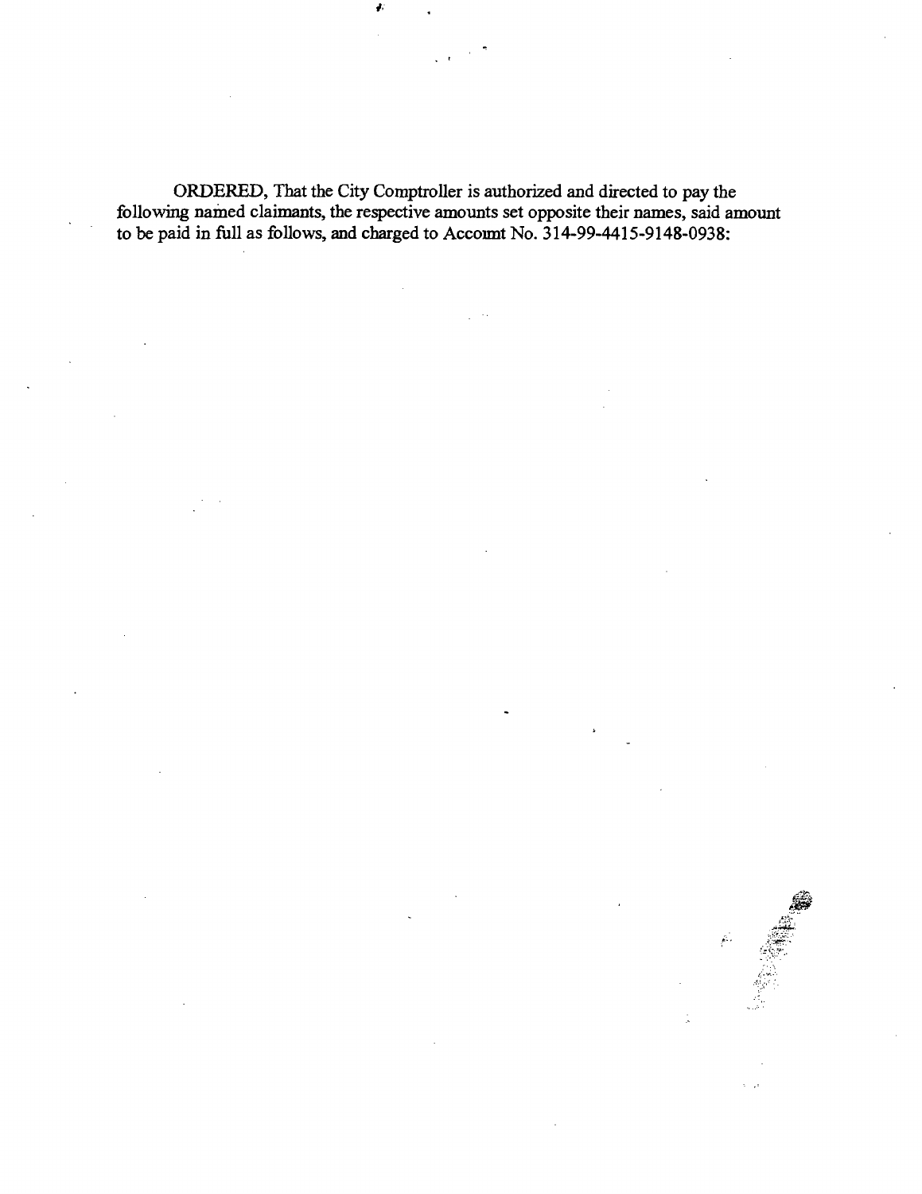ORDERED, That the City Comptroller is authorized and directed to pay the following named claimants, the respective amounts set opposite their names, said amount to be paid in full as follows, and charged to Account No. 314-99-4415-9148-0938: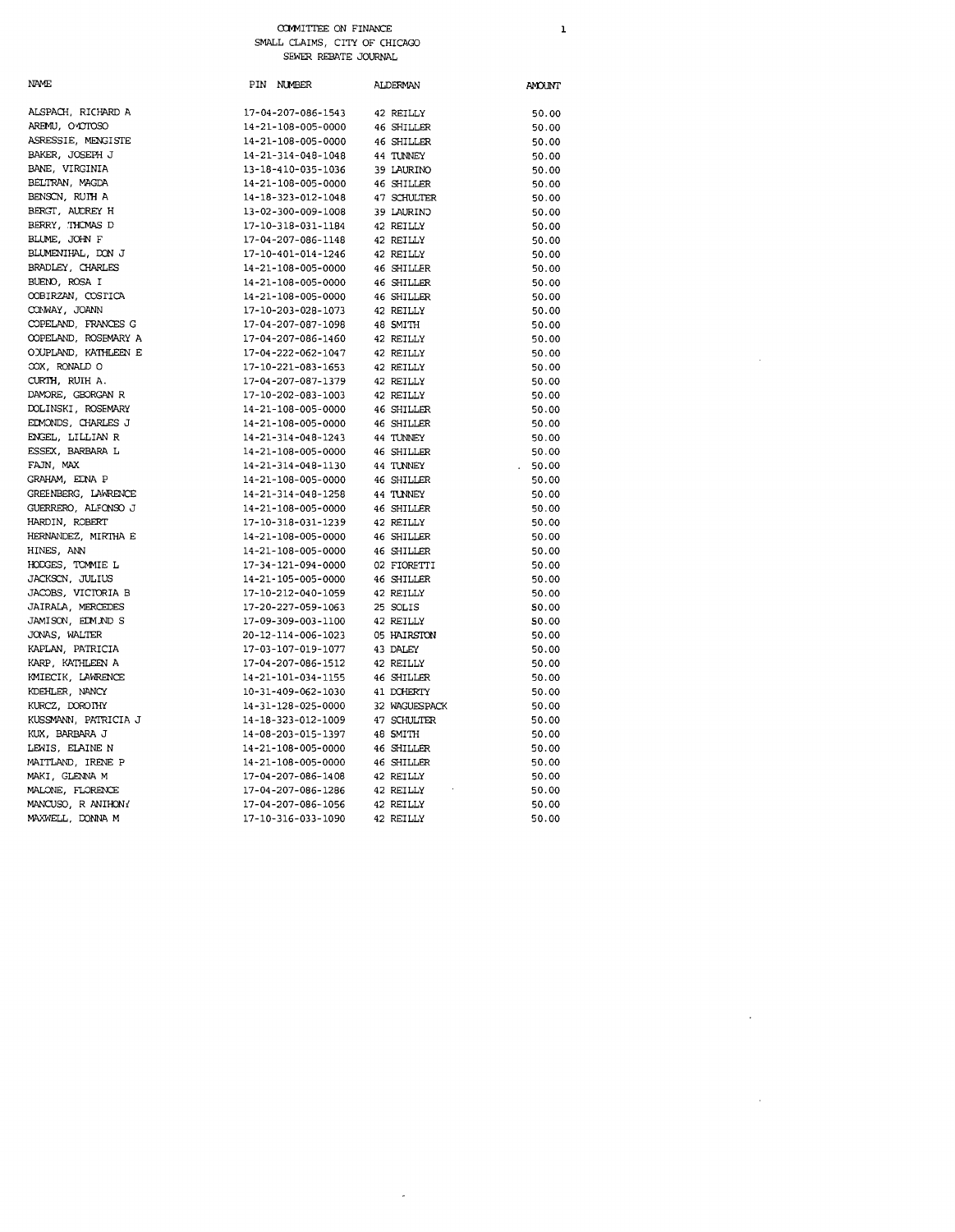COMMITTEE ON FINANCE
SMALL CLAIMS, CITY OF CHICAGO
SEWER REBATE JOURNAL

| NAME | PIN NUMBER | ALDERMAN | AMOUNT |
|---|---|---|---|
| ALSPACH, RICHARD A | 17-04-207-086-1543 | 42 REILLY | 50.00 |
| AREMU, OYOTOSO | 14-21-108-005-0000 | 46 SHILLER | 50.00 |
| ASRESSIE, MENGISTE | 14-21-108-005-0000 | 46 SHILLER | 50.00 |
| BAKER, JOSEPH J | 14-21-314-048-1048 | 44 TUNNEY | 50.00 |
| BANE, VIRGINIA | 13-18-410-035-1036 | 39 LAURINO | 50.00 |
| BELTRAN, MAGDA | 14-21-108-005-0000 | 46 SHILLER | 50.00 |
| BENSON, RUTH A | 14-18-323-012-1048 | 47 SCHULTER | 50.00 |
| BERGT, AUDREY H | 13-02-300-009-1008 | 39 LAURINO | 50.00 |
| BERRY, THOMAS D | 17-10-318-031-1184 | 42 REILLY | 50.00 |
| BLUME, JOHN F | 17-04-207-086-1148 | 42 REILLY | 50.00 |
| BLUMENTHAL, DON J | 17-10-401-014-1246 | 42 REILLY | 50.00 |
| BRADLEY, CHARLES | 14-21-108-005-0000 | 46 SHILLER | 50.00 |
| BUENO, ROSA I | 14-21-108-005-0000 | 46 SHILLER | 50.00 |
| COBIRZAN, COSTICA | 14-21-108-005-0000 | 46 SHILLER | 50.00 |
| CONWAY, JOANN | 17-10-203-028-1073 | 42 REILLY | 50.00 |
| COPELAND, FRANCES G | 17-04-207-087-1098 | 48 SMITH | 50.00 |
| COPELAND, ROSEMARY A | 17-04-207-086-1460 | 42 REILLY | 50.00 |
| COUPLAND, KATHLEEN E | 17-04-222-062-1047 | 42 REILLY | 50.00 |
| COX, RONALD O | 17-10-221-083-1653 | 42 REILLY | 50.00 |
| CURTH, RUTH A. | 17-04-207-087-1379 | 42 REILLY | 50.00 |
| DAMORE, GEORGAN R | 17-10-202-083-1003 | 42 REILLY | 50.00 |
| DOLINSKI, ROSEMARY | 14-21-108-005-0000 | 46 SHILLER | 50.00 |
| EDMONDS, CHARLES J | 14-21-108-005-0000 | 46 SHILLER | 50.00 |
| ENGEL, LILLIAN R | 14-21-314-048-1243 | 44 TUNNEY | 50.00 |
| ESSEX, BARBARA L | 14-21-108-005-0000 | 46 SHILLER | 50.00 |
| FAJN, MAX | 14-21-314-048-1130 | 44 TUNNEY | 50.00 |
| GRAHAM, EDNA P | 14-21-108-005-0000 | 46 SHILLER | 50.00 |
| GREENBERG, LAWRENCE | 14-21-314-048-1258 | 44 TUNNEY | 50.00 |
| GUERRERO, ALFONSO J | 14-21-108-005-0000 | 46 SHILLER | 50.00 |
| HARDIN, ROBERT | 17-10-318-031-1239 | 42 REILLY | 50.00 |
| HERNANDEZ, MIRTHA E | 14-21-108-005-0000 | 46 SHILLER | 50.00 |
| HINES, ANN | 14-21-108-005-0000 | 46 SHILLER | 50.00 |
| HODGES, TOMMIE L | 17-34-121-094-0000 | 02 FIORETTI | 50.00 |
| JACKSON, JULIUS | 14-21-105-005-0000 | 46 SHILLER | 50.00 |
| JACOBS, VICTORIA B | 17-10-212-040-1059 | 42 REILLY | 50.00 |
| JAIRALA, MERCEDES | 17-20-227-059-1063 | 25 SOLIS | 50.00 |
| JAMISON, EDMUND S | 17-09-309-003-1100 | 42 REILLY | 50.00 |
| JONAS, WALTER | 20-12-114-006-1023 | 05 HAIRSTON | 50.00 |
| KAPLAN, PATRICIA | 17-03-107-019-1077 | 43 DALEY | 50.00 |
| KARP, KATHLEEN A | 17-04-207-086-1512 | 42 REILLY | 50.00 |
| KMIECIK, LAWRENCE | 14-21-101-034-1155 | 46 SHILLER | 50.00 |
| KOEHLER, NANCY | 10-31-409-062-1030 | 41 DOHERTY | 50.00 |
| KURCZ, DOROTHY | 14-31-128-025-0000 | 32 WAGUESPACK | 50.00 |
| KUSSMANN, PATRICIA J | 14-18-323-012-1009 | 47 SCHULTER | 50.00 |
| KUX, BARBARA J | 14-08-203-015-1397 | 48 SMITH | 50.00 |
| LEWIS, ELAINE N | 14-21-108-005-0000 | 46 SHILLER | 50.00 |
| MAITLAND, IRENE P | 14-21-108-005-0000 | 46 SHILLER | 50.00 |
| MAKI, GLENNA M | 17-04-207-086-1408 | 42 REILLY | 50.00 |
| MALONE, FLORENCE | 17-04-207-086-1286 | 42 REILLY | 50.00 |
| MANCUSO, R ANTHONY | 17-04-207-086-1056 | 42 REILLY | 50.00 |
| MAXWELL, DONNA M | 17-10-316-033-1090 | 42 REILLY | 50.00 |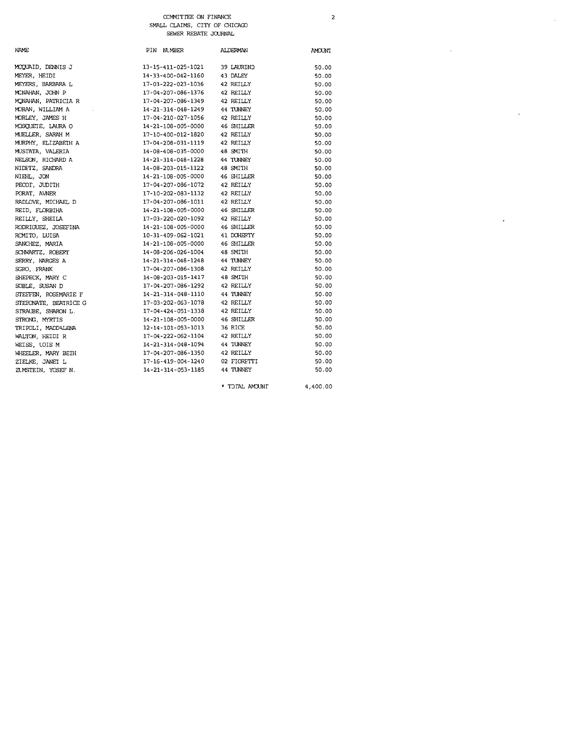COMMITTEE ON FINANCE
SMALL CLAIMS, CITY OF CHICAGO
SEWER REBATE JOURNAL

| NAME | PIN NUMBER | ALDERMAN | AMOUNT |
|---|---|---|---|
| MCQUAID, DENNIS J | 13-15-411-025-1021 | 39 LAURINO | 50.00 |
| MEYER, HEIDI | 14-33-400-042-1160 | 43 DALEY | 50.00 |
| MEYERS, BARBARA L | 17-03-222-023-1036 | 42 REILLY | 50.00 |
| MCNAHAN, JOHN P | 17-04-207-086-1376 | 42 REILLY | 50.00 |
| MONAHAN, PATRICIA R | 17-04-207-086-1349 | 42 REILLY | 50.00 |
| MORAN, WILLIAM A | 14-21-314-048-1249 | 44 TUNNEY | 50.00 |
| MORLEY, JAMES H | 17-04-210-027-1056 | 42 REILLY | 50.00 |
| MOSQUETE, LAURA O | 14-21-108-005-0000 | 46 SHILLER | 50.00 |
| MUELLER, SARAH M | 17-10-400-012-1820 | 42 REILLY | 50.00 |
| MURPHY, ELIZABETH A | 17-04-208-031-1119 | 42 REILLY | 50.00 |
| MUSTATA, VALERIA | 14-08-408-035-0000 | 48 SMITH | 50.00 |
| NELSON, RICHARD A | 14-21-314-048-1228 | 44 TUNNEY | 50.00 |
| NIDETZ, SANDRA | 14-08-203-015-1122 | 48 SMITH | 50.00 |
| NIEHL, JON | 14-21-108-005-0000 | 46 SHILLER | 50.00 |
| PECOT, JUDITH | 17-04-207-086-1072 | 42 REILLY | 50.00 |
| PORAT, AVNER | 17-10-202-083-1132 | 42 REILLY | 50.00 |
| RADLOVE, MICHAEL D | 17-04-207-086-1011 | 42 REILLY | 50.00 |
| REID, FLORBIHA | 14-21-108-005-0000 | 46 SHILLER | 50.00 |
| REILLY, SHEILA | 17-03-220-020-1092 | 42 REILLY | 50.00 |
| RODRIGUEZ, JOSEFINA | 14-21-108-005-0000 | 46 SHILLER | 50.00 |
| ROMITO, LUISA | 10-31-409-062-1021 | 41 DOHERTY | 50.00 |
| SANCHEZ, MARIA | 14-21-108-005-0000 | 46 SHILLER | 50.00 |
| SCHWARTZ, ROBERT | 14-08-206-026-1004 | 48 SMITH | 50.00 |
| SERRY, NARGES A | 14-21-314-048-1248 | 44 TUNNEY | 50.00 |
| SGRO, FRANK | 17-04-207-086-1308 | 42 REILLY | 50.00 |
| SHEPECK, MARY C | 14-08-203-015-1417 | 48 SMITH | 50.00 |
| SOBLE, SUSAN D | 17-04-207-086-1292 | 42 REILLY | 50.00 |
| STEFFEN, ROSEMARIE F | 14-21-314-048-1110 | 44 TUNNEY | 50.00 |
| STEFONATE, BEATRICE G | 17-03-202-063-1078 | 42 REILLY | 50.00 |
| STRAUBE, SHARON L. | 17-04-424-051-1338 | 42 REILLY | 50.00 |
| STRONG, MYRTIS | 14-21-108-005-0000 | 46 SHILLER | 50.00 |
| TRIPOLI, MADDALENA | 12-14-101-053-1013 | 36 RICE | 50.00 |
| WALTON, HEIDI R | 17-04-222-062-1104 | 42 REILLY | 50.00 |
| WEISS, LOIS M | 14-21-314-048-1094 | 44 TUNNEY | 50.00 |
| WHEELER, MARY BETH | 17-04-207-086-1350 | 42 REILLY | 50.00 |
| ZIELKE, JANET L | 17-16-419-004-1240 | 02 FIORETTI | 50.00 |
| ZUMSTEIN, YOSEF N. | 14-21-314-053-1185 | 44 TUNNEY | 50.00 |
| | | * TOTAL AMOUNT | 4,400.00 |